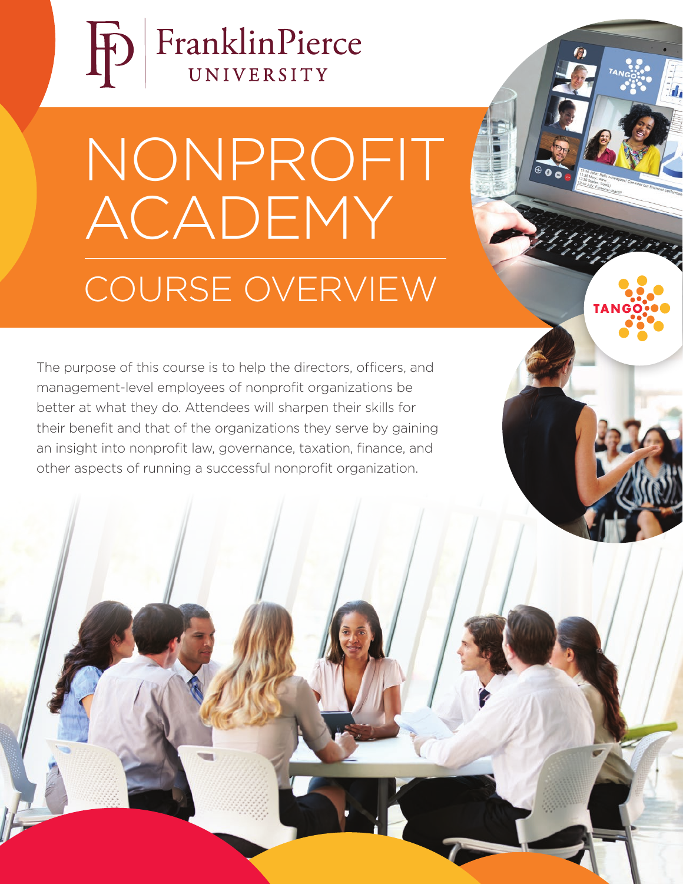FranklinPierce UNIVERSITY

# NONPROFIT ACADEMY

## COURSE OVERVIEW

The purpose of this course is to help the directors, officers, and management-level employees of nonprofit organizations be better at what they do. Attendees will sharpen their skills for their benefit and that of the organizations they serve by gaining an insight into nonprofit law, governance, taxation, finance, and other aspects of running a successful nonprofit organization.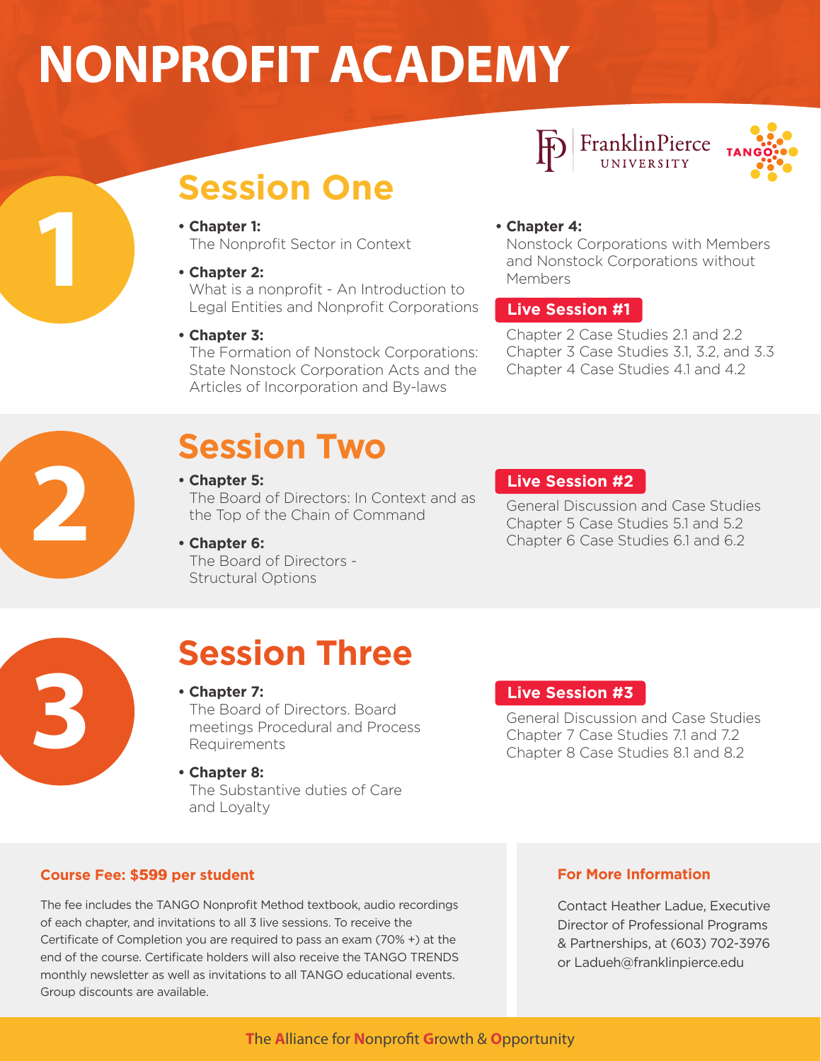# NONPROFIT ACADEMY

FranklinPierce UNIVERSITY

TANGO

## 1 Session One

- **Chapter 1:**
  The Nonprofit Sector in Context
- **Chapter 2:**
  What is a nonprofit - An Introduction to Legal Entities and Nonprofit Corporations
- **Chapter 3:**
  The Formation of Nonstock Corporations: State Nonstock Corporation Acts and the Articles of Incorporation and By-laws
- **Chapter 4:**
  Nonstock Corporations with Members and Nonstock Corporations without Members

**Live Session #1**

Chapter 2 Case Studies 2.1 and 2.2
Chapter 3 Case Studies 3.1, 3.2, and 3.3
Chapter 4 Case Studies 4.1 and 4.2

## 2 Session Two

- **Chapter 5:**
  The Board of Directors: In Context and as the Top of the Chain of Command
- **Chapter 6:**
  The Board of Directors - Structural Options

**Live Session #2**

General Discussion and Case Studies
Chapter 5 Case Studies 5.1 and 5.2
Chapter 6 Case Studies 6.1 and 6.2

## 3 Session Three

- **Chapter 7:**
  The Board of Directors. Board meetings Procedural and Process Requirements
- **Chapter 8:**
  The Substantive duties of Care and Loyalty

**Live Session #3**

General Discussion and Case Studies
Chapter 7 Case Studies 7.1 and 7.2
Chapter 8 Case Studies 8.1 and 8.2

### Course Fee: $599 per student

The fee includes the TANGO Nonprofit Method textbook, audio recordings of each chapter, and invitations to all 3 live sessions. To receive the Certificate of Completion you are required to pass an exam (70% +) at the end of the course. Certificate holders will also receive the TANGO TRENDS monthly newsletter as well as invitations to all TANGO educational events. Group discounts are available.

### For More Information

Contact Heather Ladue, Executive Director of Professional Programs & Partnerships, at (603) 702-3976 or Ladueh@franklinpierce.edu

The Alliance for Nonprofit Growth & Opportunity